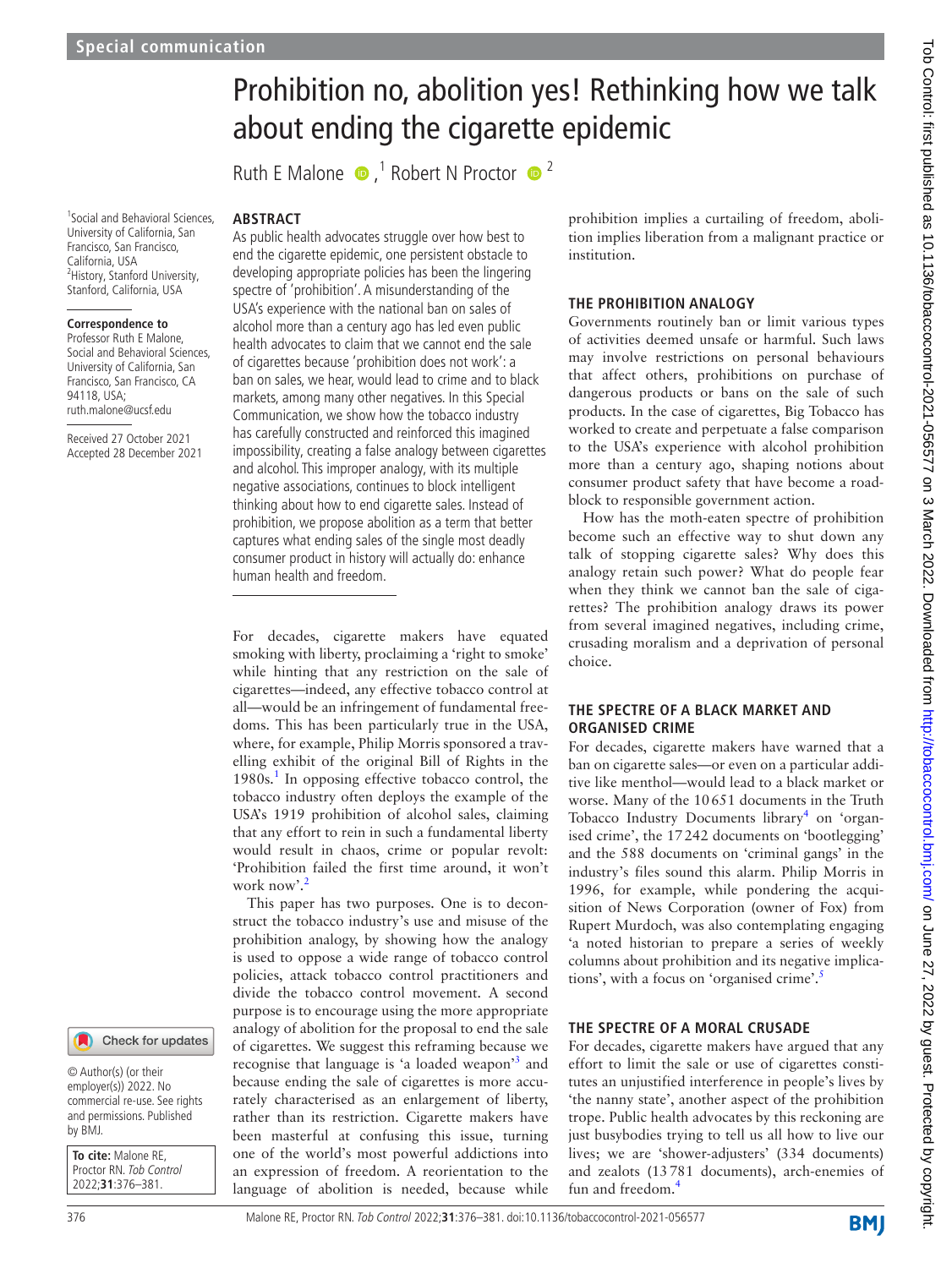Special communication

# Prohibition no, abolition yes! Rethinking how we talk about ending the cigarette epidemic

Ruth E Malone [1], Robert N Proctor [2]

[1] Social and Behavioral Sciences, University of California, San Francisco, San Francisco, California, USA
[2] History, Stanford University, Stanford, California, USA

**Correspondence to**
Professor Ruth E Malone, Social and Behavioral Sciences, University of California, San Francisco, San Francisco, CA 94118, USA; ruth.malone@ucsf.edu

Received 27 October 2021
Accepted 28 December 2021

© Author(s) (or their employer(s)) 2022. No commercial re-use. See rights and permissions. Published by BMJ.

**To cite:** Malone RE, Proctor RN. *Tob Control* 2022;**31**:376–381.

## ABSTRACT

As public health advocates struggle over how best to end the cigarette epidemic, one persistent obstacle to developing appropriate policies has been the lingering spectre of 'prohibition'. A misunderstanding of the USA's experience with the national ban on sales of alcohol more than a century ago has led even public health advocates to claim that we cannot end the sale of cigarettes because 'prohibition does not work': a ban on sales, we hear, would lead to crime and to black markets, among many other negatives. In this Special Communication, we show how the tobacco industry has carefully constructed and reinforced this imagined impossibility, creating a false analogy between cigarettes and alcohol. This improper analogy, with its multiple negative associations, continues to block intelligent thinking about how to end cigarette sales. Instead of prohibition, we propose abolition as a term that better captures what ending sales of the single most deadly consumer product in history will actually do: enhance human health and freedom.

For decades, cigarette makers have equated smoking with liberty, proclaiming a 'right to smoke' while hinting that any restriction on the sale of cigarettes—indeed, any effective tobacco control at all—would be an infringement of fundamental freedoms. This has been particularly true in the USA, where, for example, Philip Morris sponsored a travelling exhibit of the original Bill of Rights in the 1980s.[1] In opposing effective tobacco control, the tobacco industry often deploys the example of the USA's 1919 prohibition of alcohol sales, claiming that any effort to rein in such a fundamental liberty would result in chaos, crime or popular revolt: 'Prohibition failed the first time around, it won't work now'.[2]

This paper has two purposes. One is to deconstruct the tobacco industry's use and misuse of the prohibition analogy, by showing how the analogy is used to oppose a wide range of tobacco control policies, attack tobacco control practitioners and divide the tobacco control movement. A second purpose is to encourage using the more appropriate analogy of abolition for the proposal to end the sale of cigarettes. We suggest this reframing because we recognise that language is 'a loaded weapon'[3] and because ending the sale of cigarettes is more accurately characterised as an enlargement of liberty, rather than its restriction. Cigarette makers have been masterful at confusing this issue, turning one of the world's most powerful addictions into an expression of freedom. A reorientation to the language of abolition is needed, because while prohibition implies a curtailing of freedom, abolition implies liberation from a malignant practice or institution.

## THE PROHIBITION ANALOGY

Governments routinely ban or limit various types of activities deemed unsafe or harmful. Such laws may involve restrictions on personal behaviours that affect others, prohibitions on purchase of dangerous products or bans on the sale of such products. In the case of cigarettes, Big Tobacco has worked to create and perpetuate a false comparison to the USA's experience with alcohol prohibition more than a century ago, shaping notions about consumer product safety that have become a roadblock to responsible government action.

How has the moth-eaten spectre of prohibition become such an effective way to shut down any talk of stopping cigarette sales? Why does this analogy retain such power? What do people fear when they think we cannot ban the sale of cigarettes? The prohibition analogy draws its power from several imagined negatives, including crime, crusading moralism and a deprivation of personal choice.

## THE SPECTRE OF A BLACK MARKET AND ORGANISED CRIME

For decades, cigarette makers have warned that a ban on cigarette sales—or even on a particular additive like menthol—would lead to a black market or worse. Many of the 10 651 documents in the Truth Tobacco Industry Documents library[4] on 'organised crime', the 17 242 documents on 'bootlegging' and the 588 documents on 'criminal gangs' in the industry's files sound this alarm. Philip Morris in 1996, for example, while pondering the acquisition of News Corporation (owner of Fox) from Rupert Murdoch, was also contemplating engaging 'a noted historian to prepare a series of weekly columns about prohibition and its negative implications', with a focus on 'organised crime'.[5]

## THE SPECTRE OF A MORAL CRUSADE

For decades, cigarette makers have argued that any effort to limit the sale or use of cigarettes constitutes an unjustified interference in people's lives by 'the nanny state', another aspect of the prohibition trope. Public health advocates by this reckoning are just busybodies trying to tell us all how to live our lives; we are 'shower-adjusters' (334 documents) and zealots (13 781 documents), arch-enemies of fun and freedom.[4]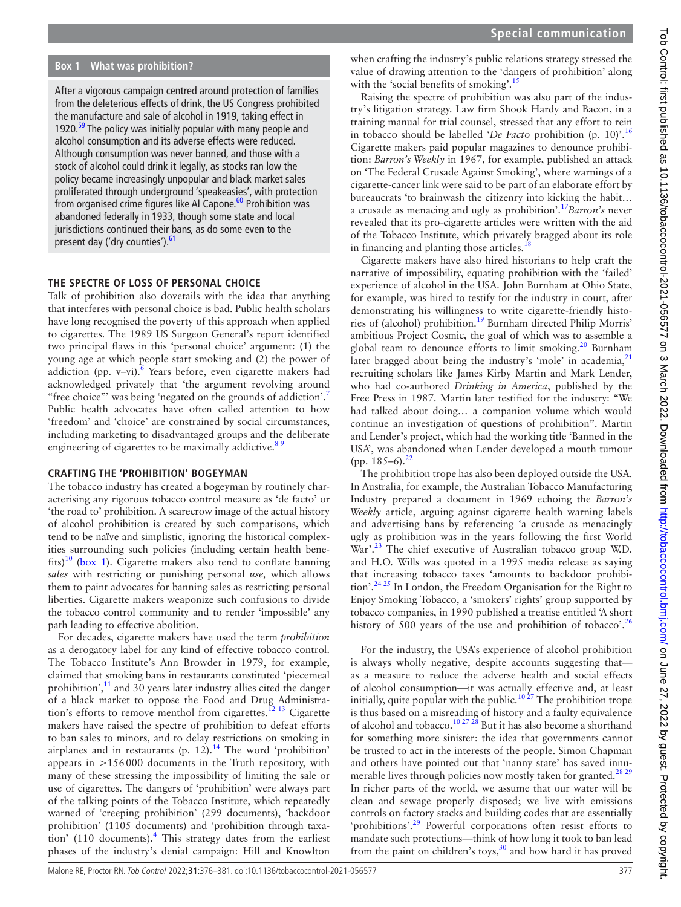## Box 1 What was prohibition?

After a vigorous campaign centred around protection of families from the deleterious effects of drink, the US Congress prohibited the manufacture and sale of alcohol in 1919, taking effect in 1920.[59] The policy was initially popular with many people and alcohol consumption and its adverse effects were reduced. Although consumption was never banned, and those with a stock of alcohol could drink it legally, as stocks ran low the policy became increasingly unpopular and black market sales proliferated through underground 'speakeasies', with protection from organised crime figures like Al Capone.[60] Prohibition was abandoned federally in 1933, though some state and local jurisdictions continued their bans, as do some even to the present day ('dry counties').[61]

## THE SPECTRE OF LOSS OF PERSONAL CHOICE

Talk of prohibition also dovetails with the idea that anything that interferes with personal choice is bad. Public health scholars have long recognised the poverty of this approach when applied to cigarettes. The 1989 US Surgeon General's report identified two principal flaws in this 'personal choice' argument: (1) the young age at which people start smoking and (2) the power of addiction (pp. v–vi).[6] Years before, even cigarette makers had acknowledged privately that 'the argument revolving around "free choice"' was being 'negated on the grounds of addiction'.[7] Public health advocates have often called attention to how 'freedom' and 'choice' are constrained by social circumstances, including marketing to disadvantaged groups and the deliberate engineering of cigarettes to be maximally addictive.[8,9]

## CRAFTING THE 'PROHIBITION' BOGEYMAN

The tobacco industry has created a bogeyman by routinely characterising any rigorous tobacco control measure as 'de facto' or 'the road to' prohibition. A scarecrow image of the actual history of alcohol prohibition is created by such comparisons, which tend to be naïve and simplistic, ignoring the historical complexities surrounding such policies (including certain health benefits)[10] (box 1). Cigarette makers also tend to conflate banning *sales* with restricting or punishing personal *use,* which allows them to paint advocates for banning sales as restricting personal liberties. Cigarette makers weaponize such confusions to divide the tobacco control community and to render 'impossible' any path leading to effective abolition.

For decades, cigarette makers have used the term *prohibition* as a derogatory label for any kind of effective tobacco control. The Tobacco Institute's Ann Browder in 1979, for example, claimed that smoking bans in restaurants constituted 'piecemeal prohibition',[11] and 30 years later industry allies cited the danger of a black market to oppose the Food and Drug Administration's efforts to remove menthol from cigarettes.[12,13] Cigarette makers have raised the spectre of prohibition to defeat efforts to ban sales to minors, and to delay restrictions on smoking in airplanes and in restaurants (p. 12).[14] The word 'prohibition' appears in >156 000 documents in the Truth repository, with many of these stressing the impossibility of limiting the sale or use of cigarettes. The dangers of 'prohibition' were always part of the talking points of the Tobacco Institute, which repeatedly warned of 'creeping prohibition' (299 documents), 'backdoor prohibition' (1105 documents) and 'prohibition through taxation' (110 documents).[4] This strategy dates from the earliest phases of the industry's denial campaign: Hill and Knowlton when crafting the industry's public relations strategy stressed the value of drawing attention to the 'dangers of prohibition' along with the 'social benefits of smoking'.[15]

Raising the spectre of prohibition was also part of the industry's litigation strategy. Law firm Shook Hardy and Bacon, in a training manual for trial counsel, stressed that any effort to rein in tobacco should be labelled '*De Facto* prohibition (p. 10)'.[16] Cigarette makers paid popular magazines to denounce prohibition: *Barron's Weekly* in 1967, for example, published an attack on 'The Federal Crusade Against Smoking', where warnings of a cigarette-cancer link were said to be part of an elaborate effort by bureaucrats 'to brainwash the citizenry into kicking the habit… a crusade as menacing and ugly as prohibition'.[17] *Barron's* never revealed that its pro-cigarette articles were written with the aid of the Tobacco Institute, which privately bragged about its role in financing and planting those articles.[18]

Cigarette makers have also hired historians to help craft the narrative of impossibility, equating prohibition with the 'failed' experience of alcohol in the USA. John Burnham at Ohio State, for example, was hired to testify for the industry in court, after demonstrating his willingness to write cigarette-friendly histories of (alcohol) prohibition.[19] Burnham directed Philip Morris' ambitious Project Cosmic, the goal of which was to assemble a global team to denounce efforts to limit smoking.[20] Burnham later bragged about being the industry's 'mole' in academia,[21] recruiting scholars like James Kirby Martin and Mark Lender, who had co-authored *Drinking in America*, published by the Free Press in 1987. Martin later testified for the industry: "We had talked about doing… a companion volume which would continue an investigation of questions of prohibition". Martin and Lender's project, which had the working title 'Banned in the USA', was abandoned when Lender developed a mouth tumour (pp. 185–6).[22]

The prohibition trope has also been deployed outside the USA. In Australia, for example, the Australian Tobacco Manufacturing Industry prepared a document in 1969 echoing the *Barron's Weekly* article, arguing against cigarette health warning labels and advertising bans by referencing 'a crusade as menacingly ugly as prohibition was in the years following the first World War'.[23] The chief executive of Australian tobacco group W.D. and H.O. Wills was quoted in a 1995 media release as saying that increasing tobacco taxes 'amounts to backdoor prohibition'.[24,25] In London, the Freedom Organisation for the Right to Enjoy Smoking Tobacco, a 'smokers' rights' group supported by tobacco companies, in 1990 published a treatise entitled 'A short history of 500 years of the use and prohibition of tobacco'.[26]

For the industry, the USA's experience of alcohol prohibition is always wholly negative, despite accounts suggesting that—as a measure to reduce the adverse health and social effects of alcohol consumption—it was actually effective and, at least initially, quite popular with the public.[10,27] The prohibition trope is thus based on a misreading of history and a faulty equivalence of alcohol and tobacco.[10,27,28] But it has also become a shorthand for something more sinister: the idea that governments cannot be trusted to act in the interests of the people. Simon Chapman and others have pointed out that 'nanny state' has saved innumerable lives through policies now mostly taken for granted.[28,29] In richer parts of the world, we assume that our water will be clean and sewage properly disposed; we live with emissions controls on factory stacks and building codes that are essentially 'prohibitions'.[29] Powerful corporations often resist efforts to mandate such protections—think of how long it took to ban lead from the paint on children's toys,[30] and how hard it has proved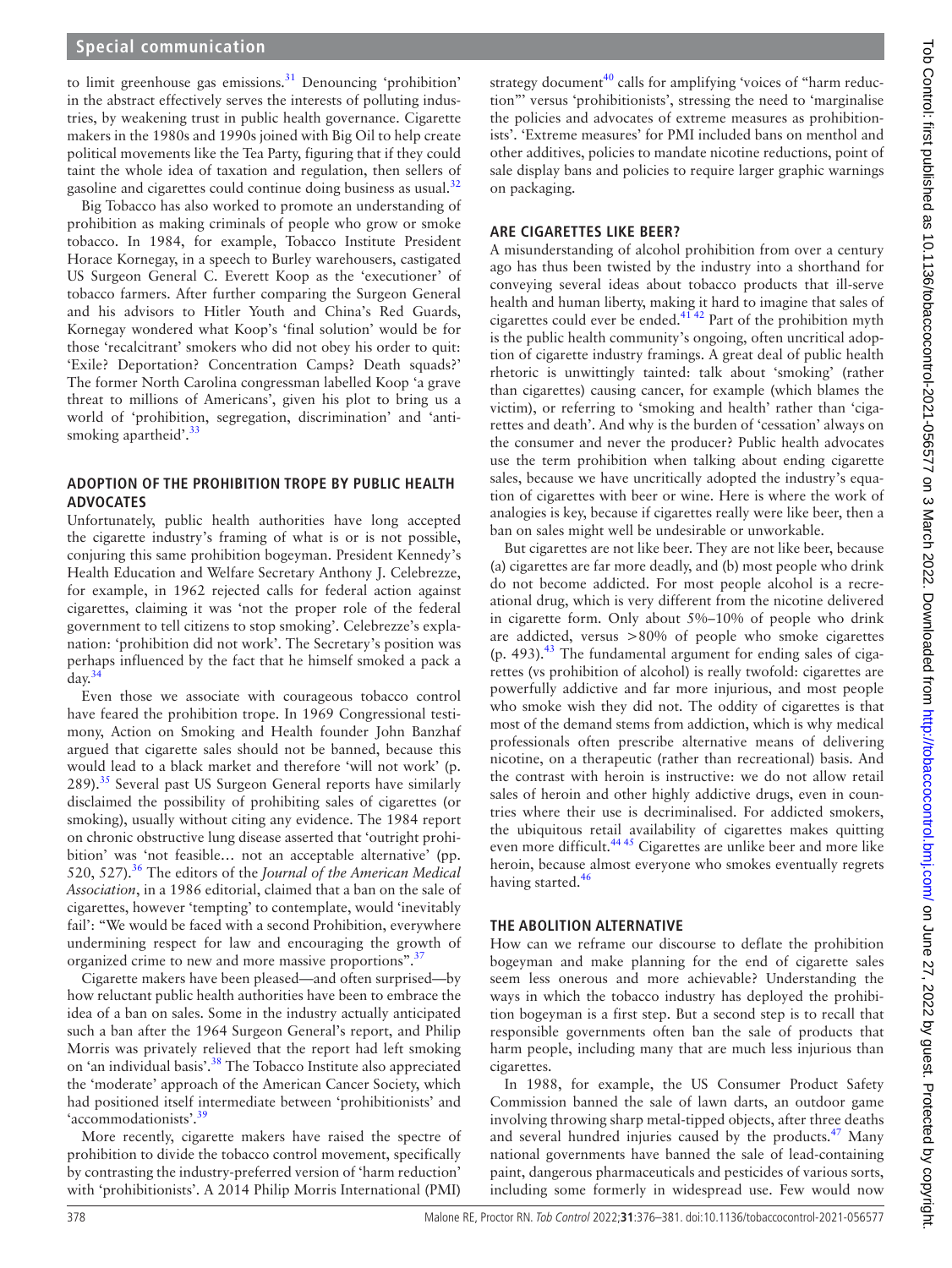to limit greenhouse gas emissions.[31] Denouncing 'prohibition' in the abstract effectively serves the interests of polluting industries, by weakening trust in public health governance. Cigarette makers in the 1980s and 1990s joined with Big Oil to help create political movements like the Tea Party, figuring that if they could taint the whole idea of taxation and regulation, then sellers of gasoline and cigarettes could continue doing business as usual.[32]

Big Tobacco has also worked to promote an understanding of prohibition as making criminals of people who grow or smoke tobacco. In 1984, for example, Tobacco Institute President Horace Kornegay, in a speech to Burley warehousers, castigated US Surgeon General C. Everett Koop as the 'executioner' of tobacco farmers. After further comparing the Surgeon General and his advisors to Hitler Youth and China's Red Guards, Kornegay wondered what Koop's 'final solution' would be for those 'recalcitrant' smokers who did not obey his order to quit: 'Exile? Deportation? Concentration Camps? Death squads?' The former North Carolina congressman labelled Koop 'a grave threat to millions of Americans', given his plot to bring us a world of 'prohibition, segregation, discrimination' and 'anti-smoking apartheid'.[33]

## ADOPTION OF THE PROHIBITION TROPE BY PUBLIC HEALTH ADVOCATES

Unfortunately, public health authorities have long accepted the cigarette industry's framing of what is or is not possible, conjuring this same prohibition bogeyman. President Kennedy's Health Education and Welfare Secretary Anthony J. Celebrezze, for example, in 1962 rejected calls for federal action against cigarettes, claiming it was 'not the proper role of the federal government to tell citizens to stop smoking'. Celebrezze's explanation: 'prohibition did not work'. The Secretary's position was perhaps influenced by the fact that he himself smoked a pack a day.[34]

Even those we associate with courageous tobacco control have feared the prohibition trope. In 1969 Congressional testimony, Action on Smoking and Health founder John Banzhaf argued that cigarette sales should not be banned, because this would lead to a black market and therefore 'will not work' (p. 289).[35] Several past US Surgeon General reports have similarly disclaimed the possibility of prohibiting sales of cigarettes (or smoking), usually without citing any evidence. The 1984 report on chronic obstructive lung disease asserted that 'outright prohibition' was 'not feasible… not an acceptable alternative' (pp. 520, 527).[36] The editors of the *Journal of the American Medical Association*, in a 1986 editorial, claimed that a ban on the sale of cigarettes, however 'tempting' to contemplate, would 'inevitably fail': "We would be faced with a second Prohibition, everywhere undermining respect for law and encouraging the growth of organized crime to new and more massive proportions".[37]

Cigarette makers have been pleased—and often surprised—by how reluctant public health authorities have been to embrace the idea of a ban on sales. Some in the industry actually anticipated such a ban after the 1964 Surgeon General's report, and Philip Morris was privately relieved that the report had left smoking on 'an individual basis'.[38] The Tobacco Institute also appreciated the 'moderate' approach of the American Cancer Society, which had positioned itself intermediate between 'prohibitionists' and 'accommodationists'.[39]

More recently, cigarette makers have raised the spectre of prohibition to divide the tobacco control movement, specifically by contrasting the industry-preferred version of 'harm reduction' with 'prohibitionists'. A 2014 Philip Morris International (PMI) strategy document[40] calls for amplifying 'voices of "harm reduction"' versus 'prohibitionists', stressing the need to 'marginalise the policies and advocates of extreme measures as prohibitionists'. 'Extreme measures' for PMI included bans on menthol and other additives, policies to mandate nicotine reductions, point of sale display bans and policies to require larger graphic warnings on packaging.

## ARE CIGARETTES LIKE BEER?

A misunderstanding of alcohol prohibition from over a century ago has thus been twisted by the industry into a shorthand for conveying several ideas about tobacco products that ill-serve health and human liberty, making it hard to imagine that sales of cigarettes could ever be ended.[41,42] Part of the prohibition myth is the public health community's ongoing, often uncritical adoption of cigarette industry framings. A great deal of public health rhetoric is unwittingly tainted: talk about 'smoking' (rather than cigarettes) causing cancer, for example (which blames the victim), or referring to 'smoking and health' rather than 'cigarettes and death'. And why is the burden of 'cessation' always on the consumer and never the producer? Public health advocates use the term prohibition when talking about ending cigarette sales, because we have uncritically adopted the industry's equation of cigarettes with beer or wine. Here is where the work of analogies is key, because if cigarettes really were like beer, then a ban on sales might well be undesirable or unworkable.

But cigarettes are not like beer. They are not like beer, because (a) cigarettes are far more deadly, and (b) most people who drink do not become addicted. For most people alcohol is a recreational drug, which is very different from the nicotine delivered in cigarette form. Only about 5%–10% of people who drink are addicted, versus >80% of people who smoke cigarettes (p. 493).[43] The fundamental argument for ending sales of cigarettes (vs prohibition of alcohol) is really twofold: cigarettes are powerfully addictive and far more injurious, and most people who smoke wish they did not. The oddity of cigarettes is that most of the demand stems from addiction, which is why medical professionals often prescribe alternative means of delivering nicotine, on a therapeutic (rather than recreational) basis. And the contrast with heroin is instructive: we do not allow retail sales of heroin and other highly addictive drugs, even in countries where their use is decriminalised. For addicted smokers, the ubiquitous retail availability of cigarettes makes quitting even more difficult.[44,45] Cigarettes are unlike beer and more like heroin, because almost everyone who smokes eventually regrets having started.[46]

## THE ABOLITION ALTERNATIVE

How can we reframe our discourse to deflate the prohibition bogeyman and make planning for the end of cigarette sales seem less onerous and more achievable? Understanding the ways in which the tobacco industry has deployed the prohibition bogeyman is a first step. But a second step is to recall that responsible governments often ban the sale of products that harm people, including many that are much less injurious than cigarettes.

In 1988, for example, the US Consumer Product Safety Commission banned the sale of lawn darts, an outdoor game involving throwing sharp metal-tipped objects, after three deaths and several hundred injuries caused by the products.[47] Many national governments have banned the sale of lead-containing paint, dangerous pharmaceuticals and pesticides of various sorts, including some formerly in widespread use. Few would now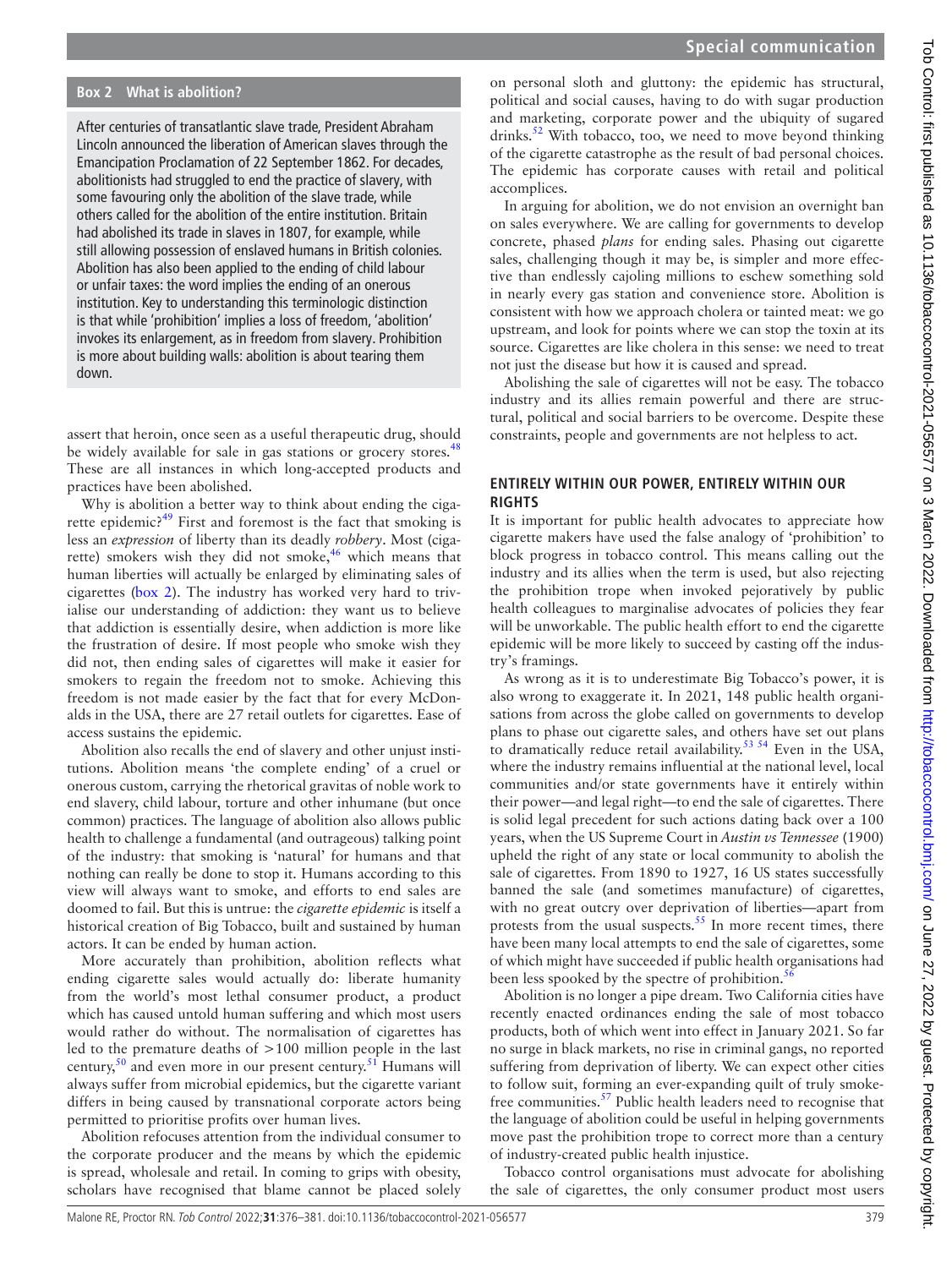> **Box 2 What is abolition?**
>
> After centuries of transatlantic slave trade, President Abraham Lincoln announced the liberation of American slaves through the Emancipation Proclamation of 22 September 1862. For decades, abolitionists had struggled to end the practice of slavery, with some favouring only the abolition of the slave trade, while others called for the abolition of the entire institution. Britain had abolished its trade in slaves in 1807, for example, while still allowing possession of enslaved humans in British colonies. Abolition has also been applied to the ending of child labour or unfair taxes: the word implies the ending of an onerous institution. Key to understanding this terminologic distinction is that while 'prohibition' implies a loss of freedom, 'abolition' invokes its enlargement, as in freedom from slavery. Prohibition is more about building walls: abolition is about tearing them down.

assert that heroin, once seen as a useful therapeutic drug, should be widely available for sale in gas stations or grocery stores.[48] These are all instances in which long-accepted products and practices have been abolished.

Why is abolition a better way to think about ending the cigarette epidemic?[49] First and foremost is the fact that smoking is less an *expression* of liberty than its deadly *robbery*. Most (cigarette) smokers wish they did not smoke,[46] which means that human liberties will actually be enlarged by eliminating sales of cigarettes (box 2). The industry has worked very hard to trivialise our understanding of addiction: they want us to believe that addiction is essentially desire, when addiction is more like the frustration of desire. If most people who smoke wish they did not, then ending sales of cigarettes will make it easier for smokers to regain the freedom not to smoke. Achieving this freedom is not made easier by the fact that for every McDonalds in the USA, there are 27 retail outlets for cigarettes. Ease of access sustains the epidemic.

Abolition also recalls the end of slavery and other unjust institutions. Abolition means 'the complete ending' of a cruel or onerous custom, carrying the rhetorical gravitas of noble work to end slavery, child labour, torture and other inhumane (but once common) practices. The language of abolition also allows public health to challenge a fundamental (and outrageous) talking point of the industry: that smoking is 'natural' for humans and that nothing can really be done to stop it. Humans according to this view will always want to smoke, and efforts to end sales are doomed to fail. But this is untrue: the *cigarette epidemic* is itself a historical creation of Big Tobacco, built and sustained by human actors. It can be ended by human action.

More accurately than prohibition, abolition reflects what ending cigarette sales would actually do: liberate humanity from the world's most lethal consumer product, a product which has caused untold human suffering and which most users would rather do without. The normalisation of cigarettes has led to the premature deaths of >100 million people in the last century,[50] and even more in our present century.[51] Humans will always suffer from microbial epidemics, but the cigarette variant differs in being caused by transnational corporate actors being permitted to prioritise profits over human lives.

Abolition refocuses attention from the individual consumer to the corporate producer and the means by which the epidemic is spread, wholesale and retail. In coming to grips with obesity, scholars have recognised that blame cannot be placed solely on personal sloth and gluttony: the epidemic has structural, political and social causes, having to do with sugar production and marketing, corporate power and the ubiquity of sugared drinks.[52] With tobacco, too, we need to move beyond thinking of the cigarette catastrophe as the result of bad personal choices. The epidemic has corporate causes with retail and political accomplices.

In arguing for abolition, we do not envision an overnight ban on sales everywhere. We are calling for governments to develop concrete, phased *plans* for ending sales. Phasing out cigarette sales, challenging though it may be, is simpler and more effective than endlessly cajoling millions to eschew something sold in nearly every gas station and convenience store. Abolition is consistent with how we approach cholera or tainted meat: we go upstream, and look for points where we can stop the toxin at its source. Cigarettes are like cholera in this sense: we need to treat not just the disease but how it is caused and spread.

Abolishing the sale of cigarettes will not be easy. The tobacco industry and its allies remain powerful and there are structural, political and social barriers to be overcome. Despite these constraints, people and governments are not helpless to act.

## ENTIRELY WITHIN OUR POWER, ENTIRELY WITHIN OUR RIGHTS

It is important for public health advocates to appreciate how cigarette makers have used the false analogy of 'prohibition' to block progress in tobacco control. This means calling out the industry and its allies when the term is used, but also rejecting the prohibition trope when invoked pejoratively by public health colleagues to marginalise advocates of policies they fear will be unworkable. The public health effort to end the cigarette epidemic will be more likely to succeed by casting off the industry's framings.

As wrong as it is to underestimate Big Tobacco's power, it is also wrong to exaggerate it. In 2021, 148 public health organisations from across the globe called on governments to develop plans to phase out cigarette sales, and others have set out plans to dramatically reduce retail availability.[53,54] Even in the USA, where the industry remains influential at the national level, local communities and/or state governments have it entirely within their power—and legal right—to end the sale of cigarettes. There is solid legal precedent for such actions dating back over a 100 years, when the US Supreme Court in *Austin vs Tennessee* (1900) upheld the right of any state or local community to abolish the sale of cigarettes. From 1890 to 1927, 16 US states successfully banned the sale (and sometimes manufacture) of cigarettes, with no great outcry over deprivation of liberties—apart from protests from the usual suspects.[55] In more recent times, there have been many local attempts to end the sale of cigarettes, some of which might have succeeded if public health organisations had been less spooked by the spectre of prohibition.[56]

Abolition is no longer a pipe dream. Two California cities have recently enacted ordinances ending the sale of most tobacco products, both of which went into effect in January 2021. So far no surge in black markets, no rise in criminal gangs, no reported suffering from deprivation of liberty. We can expect other cities to follow suit, forming an ever-expanding quilt of truly smoke-free communities.[57] Public health leaders need to recognise that the language of abolition could be useful in helping governments move past the prohibition trope to correct more than a century of industry-created public health injustice.

Tobacco control organisations must advocate for abolishing the sale of cigarettes, the only consumer product most users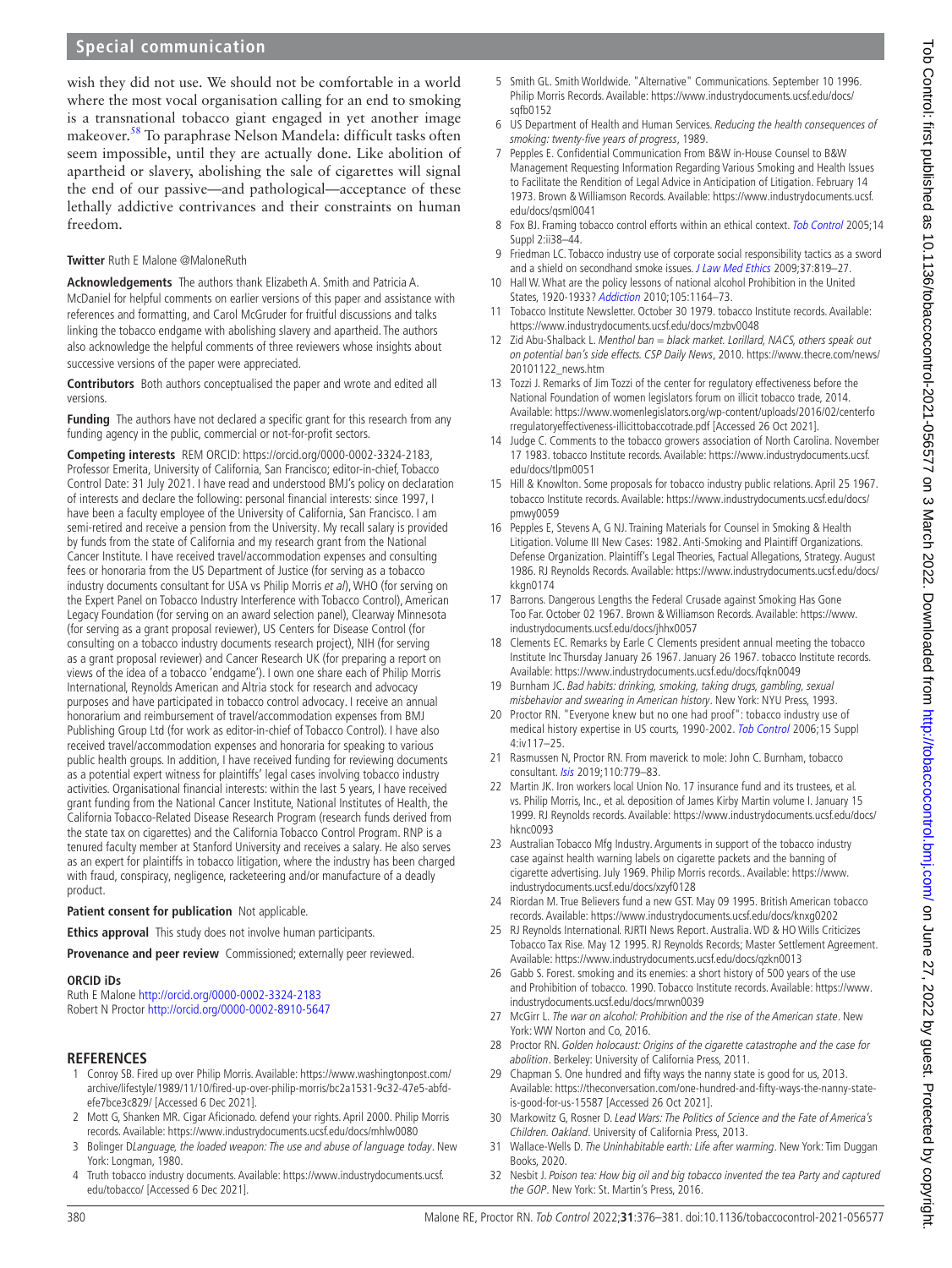wish they did not use. We should not be comfortable in a world where the most vocal organisation calling for an end to smoking is a transnational tobacco giant engaged in yet another image makeover.[58] To paraphrase Nelson Mandela: difficult tasks often seem impossible, until they are actually done. Like abolition of apartheid or slavery, abolishing the sale of cigarettes will signal the end of our passive—and pathological—acceptance of these lethally addictive contrivances and their constraints on human freedom.

**Twitter** Ruth E Malone @MaloneRuth

**Acknowledgements** The authors thank Elizabeth A. Smith and Patricia A. McDaniel for helpful comments on earlier versions of this paper and assistance with references and formatting, and Carol McGruder for fruitful discussions and talks linking the tobacco endgame with abolishing slavery and apartheid. The authors also acknowledge the helpful comments of three reviewers whose insights about successive versions of the paper were appreciated.

**Contributors** Both authors conceptualised the paper and wrote and edited all versions.

**Funding** The authors have not declared a specific grant for this research from any funding agency in the public, commercial or not-for-profit sectors.

**Competing interests** REM ORCID: https://orcid.org/0000-0002-3324-2183, Professor Emerita, University of California, San Francisco; editor-in-chief, Tobacco Control Date: 31 July 2021. I have read and understood BMJ's policy on declaration of interests and declare the following: personal financial interests: since 1997, I have been a faculty employee of the University of California, San Francisco. I am semi-retired and receive a pension from the University. My recall salary is provided by funds from the state of California and my research grant from the National Cancer Institute. I have received travel/accommodation expenses and consulting fees or honoraria from the US Department of Justice (for serving as a tobacco industry documents consultant for USA vs Philip Morris *et al*), WHO (for serving on the Expert Panel on Tobacco Industry Interference with Tobacco Control), American Legacy Foundation (for serving on an award selection panel), Clearway Minnesota (for serving as a grant proposal reviewer), US Centers for Disease Control (for consulting on a tobacco industry documents research project), NIH (for serving as a grant proposal reviewer) and Cancer Research UK (for preparing a report on views of the idea of a tobacco 'endgame'). I own one share each of Philip Morris International, Reynolds American and Altria stock for research and advocacy purposes and have participated in tobacco control advocacy. I receive an annual honorarium and reimbursement of travel/accommodation expenses from BMJ Publishing Group Ltd (for work as editor-in-chief of Tobacco Control). I have also received travel/accommodation expenses and honoraria for speaking to various public health groups. In addition, I have received funding for reviewing documents as a potential expert witness for plaintiffs' legal cases involving tobacco industry activities. Organisational financial interests: within the last 5 years, I have received grant funding from the National Cancer Institute, National Institutes of Health, the California Tobacco-Related Disease Research Program (research funds derived from the state tax on cigarettes) and the California Tobacco Control Program. RNP is a tenured faculty member at Stanford University and receives a salary. He also serves as an expert for plaintiffs in tobacco litigation, where the industry has been charged with fraud, conspiracy, negligence, racketeering and/or manufacture of a deadly product.

**Patient consent for publication** Not applicable.

**Ethics approval** This study does not involve human participants.

**Provenance and peer review** Commissioned; externally peer reviewed.

**ORCID iDs**

Ruth E Malone http://orcid.org/0000-0002-3324-2183
Robert N Proctor http://orcid.org/0000-0002-8910-5647

## REFERENCES

1. Conroy SB. Fired up over Philip Morris. Available: https://www.washingtonpost.com/archive/lifestyle/1989/11/10/fired-up-over-philip-morris/bc2a1531-9c32-47e5-abfd-efe7bce3c829/ [Accessed 6 Dec 2021].
2. Mott G, Shanken MR. Cigar Aficionado. defend your rights. April 2000. Philip Morris records. Available: https://www.industrydocuments.ucsf.edu/docs/mhlw0080
3. Bolinger D*Language, the loaded weapon: The use and abuse of language today*. New York: Longman, 1980.
4. Truth tobacco industry documents. Available: https://www.industrydocuments.ucsf.edu/tobacco/ [Accessed 6 Dec 2021].
5. Smith GL. Smith Worldwide. "Alternative" Communications. September 10 1996. Philip Morris Records. Available: https://www.industrydocuments.ucsf.edu/docs/sqfb0152
6. US Department of Health and Human Services. *Reducing the health consequences of smoking: twenty-five years of progress*, 1989.
7. Pepples E. Confidential Communication From B&W in-House Counsel to B&W Management Requesting Information Regarding Various Smoking and Health Issues to Facilitate the Rendition of Legal Advice in Anticipation of Litigation. February 14 1973. Brown & Williamson Records. Available: https://www.industrydocuments.ucsf.edu/docs/qsml0041
8. Fox BJ. Framing tobacco control efforts within an ethical context. *Tob Control* 2005;14 Suppl 2:ii38–44.
9. Friedman LC. Tobacco industry use of corporate social responsibility tactics as a sword and a shield on secondhand smoke issues. *J Law Med Ethics* 2009;37:819–27.
10. Hall W. What are the policy lessons of national alcohol Prohibition in the United States, 1920-1933? *Addiction* 2010;105:1164–73.
11. Tobacco Institute Newsletter. October 30 1979. tobacco Institute records. Available: https://www.industrydocuments.ucsf.edu/docs/mzbv0048
12. Zid Abu-Shalback L. *Menthol ban = black market. Lorillard, NACS, others speak out on potential ban's side effects. CSP Daily News*, 2010. https://www.thecre.com/news/20101122_news.htm
13. Tozzi J. Remarks of Jim Tozzi of the center for regulatory effectiveness before the National Foundation of women legislators forum on illicit tobacco trade, 2014. Available: https://www.womenlegislators.org/wp-content/uploads/2016/02/centerforregulatoryeffectiveness-illicittobaccotrade.pdf [Accessed 26 Oct 2021].
14. Judge C. Comments to the tobacco growers association of North Carolina. November 17 1983. tobacco Institute records. Available: https://www.industrydocuments.ucsf.edu/docs/tlpm0051
15. Hill & Knowlton. Some proposals for tobacco industry public relations. April 25 1967. tobacco Institute records. Available: https://www.industrydocuments.ucsf.edu/docs/pmwy0059
16. Pepples E, Stevens A, G NJ. Training Materials for Counsel in Smoking & Health Litigation. Volume III New Cases: 1982. Anti-Smoking and Plaintiff Organizations. Defense Organization. Plaintiff's Legal Theories, Factual Allegations, Strategy. August 1986. RJ Reynolds Records. Available: https://www.industrydocuments.ucsf.edu/docs/kkgn0174
17. Barrons. Dangerous Lengths the Federal Crusade against Smoking Has Gone Too Far. October 02 1967. Brown & Williamson Records. Available: https://www.industrydocuments.ucsf.edu/docs/jhhx0057
18. Clements EC. Remarks by Earle C Clements president annual meeting the tobacco Institute Inc Thursday January 26 1967. January 26 1967. tobacco Institute records. Available: https://www.industrydocuments.ucsf.edu/docs/fqkn0049
19. Burnham JC. *Bad habits: drinking, smoking, taking drugs, gambling, sexual misbehavior and swearing in American history*. New York: NYU Press, 1993.
20. Proctor RN. "Everyone knew but no one had proof": tobacco industry use of medical history expertise in US courts, 1990-2002. *Tob Control* 2006;15 Suppl 4:iv117–25.
21. Rasmussen N, Proctor RN. From maverick to mole: John C. Burnham, tobacco consultant. *Isis* 2019;110:779–83.
22. Martin JK. Iron workers local Union No. 17 insurance fund and its trustees, et al. vs. Philip Morris, Inc., et al. deposition of James Kirby Martin volume I. January 15 1999. RJ Reynolds records. Available: https://www.industrydocuments.ucsf.edu/docs/hknc0093
23. Australian Tobacco Mfg Industry. Arguments in support of the tobacco industry case against health warning labels on cigarette packets and the banning of cigarette advertising. July 1969. Philip Morris records.. Available: https://www.industrydocuments.ucsf.edu/docs/xzyf0128
24. Riordan M. True Believers fund a new GST. May 09 1995. British American tobacco records. Available: https://www.industrydocuments.ucsf.edu/docs/knxg0202
25. RJ Reynolds International. RJRTI News Report. Australia. WD & HO Wills Criticizes Tobacco Tax Rise. May 12 1995. RJ Reynolds Records; Master Settlement Agreement. Available: https://www.industrydocuments.ucsf.edu/docs/qzkn0013
26. Gabb S. Forest. smoking and its enemies: a short history of 500 years of the use and Prohibition of tobacco. 1990. Tobacco Institute records. Available: https://www.industrydocuments.ucsf.edu/docs/mrwn0039
27. McGirr L. *The war on alcohol: Prohibition and the rise of the American state*. New York: WW Norton and Co, 2016.
28. Proctor RN. *Golden holocaust: Origins of the cigarette catastrophe and the case for abolition*. Berkeley: University of California Press, 2011.
29. Chapman S. One hundred and fifty ways the nanny state is good for us, 2013. Available: https://theconversation.com/one-hundred-and-fifty-ways-the-nanny-state-is-good-for-us-15587 [Accessed 26 Oct 2021].
30. Markowitz G, Rosner D. *Lead Wars: The Politics of Science and the Fate of America's Children. Oakland*. University of California Press, 2013.
31. Wallace-Wells D. *The Uninhabitable earth: Life after warming*. New York: Tim Duggan Books, 2020.
32. Nesbit J. *Poison tea: How big oil and big tobacco invented the tea Party and captured the GOP*. New York: St. Martin's Press, 2016.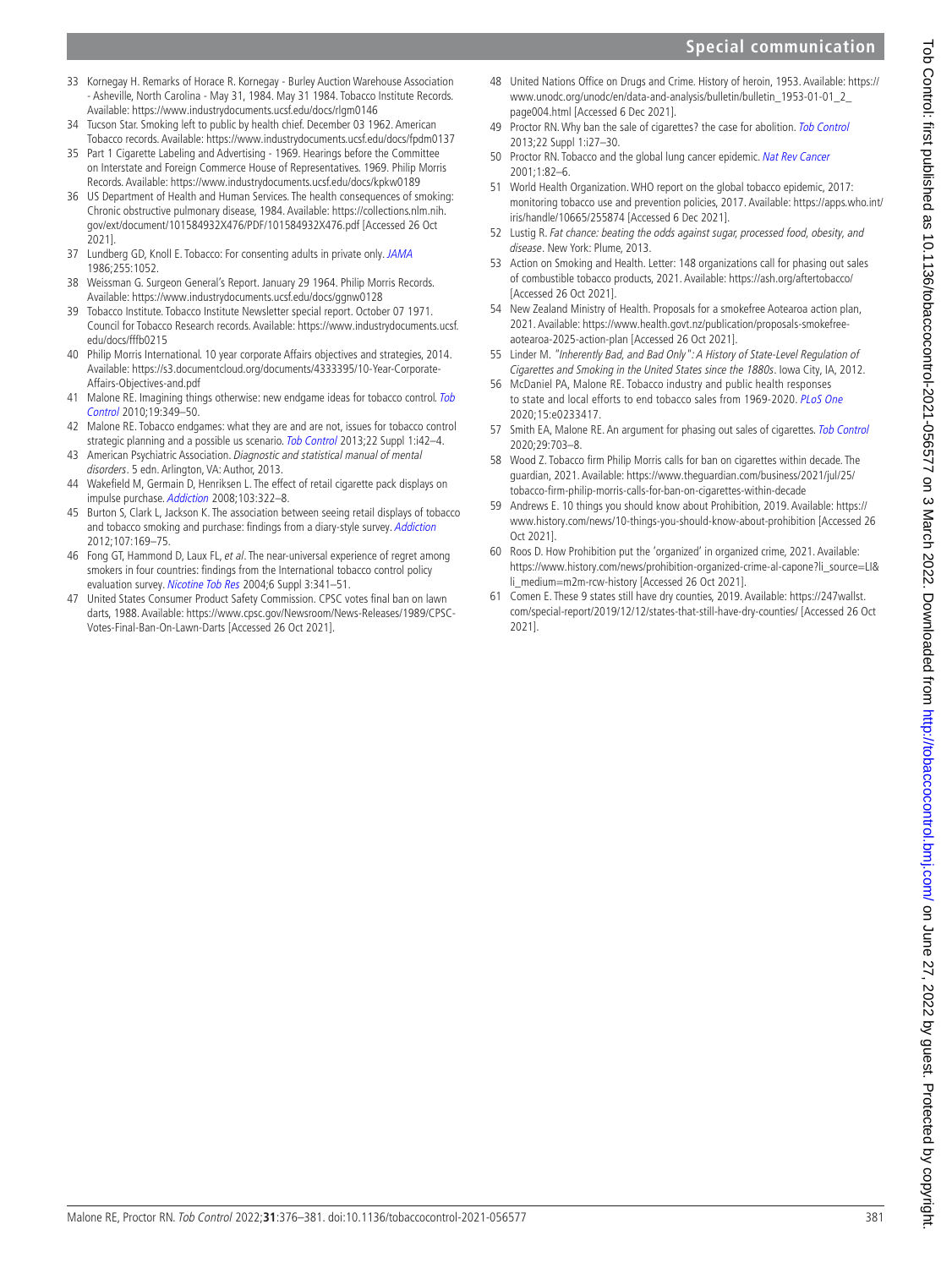33 Kornegay H. Remarks of Horace R. Kornegay - Burley Auction Warehouse Association - Asheville, North Carolina - May 31, 1984. May 31 1984. Tobacco Institute Records. Available: https://www.industrydocuments.ucsf.edu/docs/rlgm0146

34 Tucson Star. Smoking left to public by health chief. December 03 1962. American Tobacco records. Available: https://www.industrydocuments.ucsf.edu/docs/fpdm0137

35 Part 1 Cigarette Labeling and Advertising - 1969. Hearings before the Committee on Interstate and Foreign Commerce House of Representatives. 1969. Philip Morris Records. Available: https://www.industrydocuments.ucsf.edu/docs/kpkw0189

36 US Department of Health and Human Services. The health consequences of smoking: Chronic obstructive pulmonary disease, 1984. Available: https://collections.nlm.nih.gov/ext/document/101584932X476/PDF/101584932X476.pdf [Accessed 26 Oct 2021].

37 Lundberg GD, Knoll E. Tobacco: For consenting adults in private only. *JAMA* 1986;255:1052.

38 Weissman G. Surgeon General's Report. January 29 1964. Philip Morris Records. Available: https://www.industrydocuments.ucsf.edu/docs/ggnw0128

39 Tobacco Institute. Tobacco Institute Newsletter special report. October 07 1971. Council for Tobacco Research records. Available: https://www.industrydocuments.ucsf.edu/docs/fffb0215

40 Philip Morris International. 10 year corporate Affairs objectives and strategies, 2014. Available: https://s3.documentcloud.org/documents/4333395/10-Year-Corporate-Affairs-Objectives-and.pdf

41 Malone RE. Imagining things otherwise: new endgame ideas for tobacco control. *Tob Control* 2010;19:349–50.

42 Malone RE. Tobacco endgames: what they are and are not, issues for tobacco control strategic planning and a possible us scenario. *Tob Control* 2013;22 Suppl 1:i42–4.

43 American Psychiatric Association. *Diagnostic and statistical manual of mental disorders*. 5 edn. Arlington, VA: Author, 2013.

44 Wakefield M, Germain D, Henriksen L. The effect of retail cigarette pack displays on impulse purchase. *Addiction* 2008;103:322–8.

45 Burton S, Clark L, Jackson K. The association between seeing retail displays of tobacco and tobacco smoking and purchase: findings from a diary-style survey. *Addiction* 2012;107:169–75.

46 Fong GT, Hammond D, Laux FL, *et al*. The near-universal experience of regret among smokers in four countries: findings from the International tobacco control policy evaluation survey. *Nicotine Tob Res* 2004;6 Suppl 3:341–51.

47 United States Consumer Product Safety Commission. CPSC votes final ban on lawn darts, 1988. Available: https://www.cpsc.gov/Newsroom/News-Releases/1989/CPSC-Votes-Final-Ban-On-Lawn-Darts [Accessed 26 Oct 2021].

48 United Nations Office on Drugs and Crime. History of heroin, 1953. Available: https://www.unodc.org/unodc/en/data-and-analysis/bulletin/bulletin_1953-01-01_2_page004.html [Accessed 6 Dec 2021].

49 Proctor RN. Why ban the sale of cigarettes? the case for abolition. *Tob Control* 2013;22 Suppl 1:i27–30.

50 Proctor RN. Tobacco and the global lung cancer epidemic. *Nat Rev Cancer* 2001;1:82–6.

51 World Health Organization. WHO report on the global tobacco epidemic, 2017: monitoring tobacco use and prevention policies, 2017. Available: https://apps.who.int/iris/handle/10665/255874 [Accessed 6 Dec 2021].

52 Lustig R. *Fat chance: beating the odds against sugar, processed food, obesity, and disease*. New York: Plume, 2013.

53 Action on Smoking and Health. Letter: 148 organizations call for phasing out sales of combustible tobacco products, 2021. Available: https://ash.org/aftertobacco/ [Accessed 26 Oct 2021].

54 New Zealand Ministry of Health. Proposals for a smokefree Aotearoa action plan, 2021. Available: https://www.health.govt.nz/publication/proposals-smokefree-aotearoa-2025-action-plan [Accessed 26 Oct 2021].

55 Linder M. *"Inherently Bad, and Bad Only": A History of State-Level Regulation of Cigarettes and Smoking in the United States since the 1880s*. Iowa City, IA, 2012.

56 McDaniel PA, Malone RE. Tobacco industry and public health responses to state and local efforts to end tobacco sales from 1969-2020. *PLoS One* 2020;15:e0233417.

57 Smith EA, Malone RE. An argument for phasing out sales of cigarettes. *Tob Control* 2020;29:703–8.

58 Wood Z. Tobacco firm Philip Morris calls for ban on cigarettes within decade. The guardian, 2021. Available: https://www.theguardian.com/business/2021/jul/25/tobacco-firm-philip-morris-calls-for-ban-on-cigarettes-within-decade

59 Andrews E. 10 things you should know about Prohibition, 2019. Available: https://www.history.com/news/10-things-you-should-know-about-prohibition [Accessed 26 Oct 2021].

60 Roos D. How Prohibition put the 'organized' in organized crime, 2021. Available: https://www.history.com/news/prohibition-organized-crime-al-capone?li_source=LI&li_medium=m2m-rcw-history [Accessed 26 Oct 2021].

61 Comen E. These 9 states still have dry counties, 2019. Available: https://247wallst.com/special-report/2019/12/12/states-that-still-have-dry-counties/ [Accessed 26 Oct 2021].